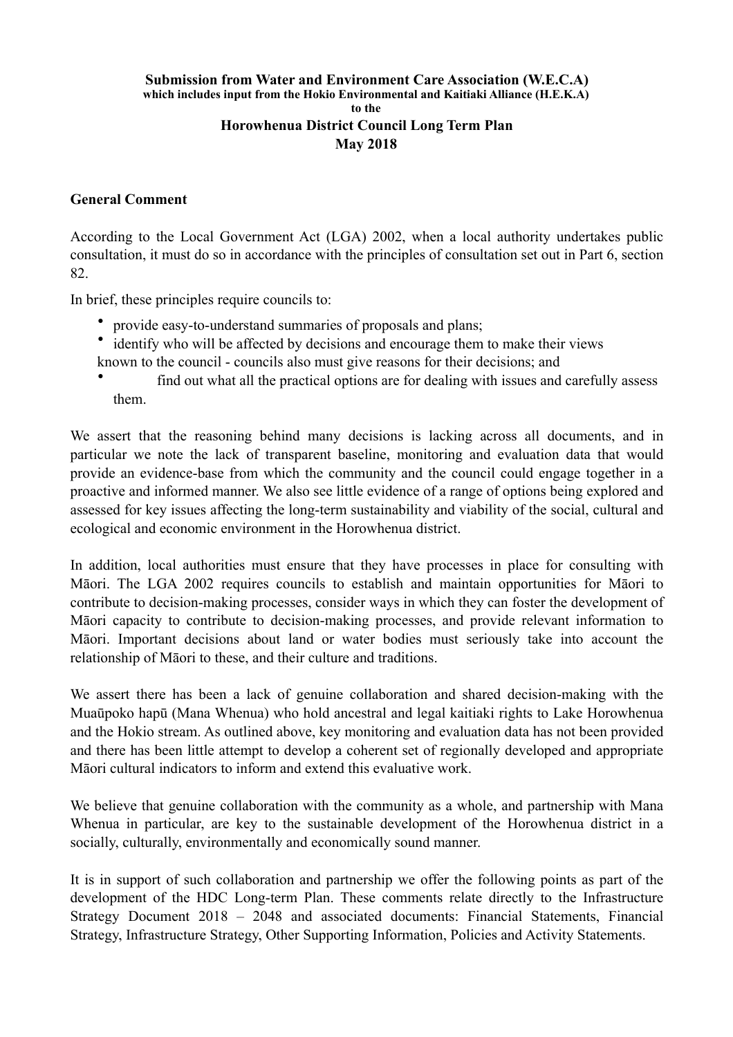**Submission from Water and Environment Care Association (W.E.C.A)**
**which includes input from the Hokio Environmental and Kaitiaki Alliance (H.E.K.A)**
**to the**
**Horowhenua District Council Long Term Plan**
**May 2018**

## General Comment

According to the Local Government Act (LGA) 2002, when a local authority undertakes public consultation, it must do so in accordance with the principles of consultation set out in Part 6, section 82.

In brief, these principles require councils to:

- provide easy-to-understand summaries of proposals and plans;
- identify who will be affected by decisions and encourage them to make their views known to the council - councils also must give reasons for their decisions; and
- find out what all the practical options are for dealing with issues and carefully assess them.

We assert that the reasoning behind many decisions is lacking across all documents, and in particular we note the lack of transparent baseline, monitoring and evaluation data that would provide an evidence-base from which the community and the council could engage together in a proactive and informed manner. We also see little evidence of a range of options being explored and assessed for key issues affecting the long-term sustainability and viability of the social, cultural and ecological and economic environment in the Horowhenua district.

In addition, local authorities must ensure that they have processes in place for consulting with Māori. The LGA 2002 requires councils to establish and maintain opportunities for Māori to contribute to decision-making processes, consider ways in which they can foster the development of Māori capacity to contribute to decision-making processes, and provide relevant information to Māori. Important decisions about land or water bodies must seriously take into account the relationship of Māori to these, and their culture and traditions.

We assert there has been a lack of genuine collaboration and shared decision-making with the Muaūpoko hapū (Mana Whenua) who hold ancestral and legal kaitiaki rights to Lake Horowhenua and the Hokio stream. As outlined above, key monitoring and evaluation data has not been provided and there has been little attempt to develop a coherent set of regionally developed and appropriate Māori cultural indicators to inform and extend this evaluative work.

We believe that genuine collaboration with the community as a whole, and partnership with Mana Whenua in particular, are key to the sustainable development of the Horowhenua district in a socially, culturally, environmentally and economically sound manner.

It is in support of such collaboration and partnership we offer the following points as part of the development of the HDC Long-term Plan. These comments relate directly to the Infrastructure Strategy Document 2018 – 2048 and associated documents: Financial Statements, Financial Strategy, Infrastructure Strategy, Other Supporting Information, Policies and Activity Statements.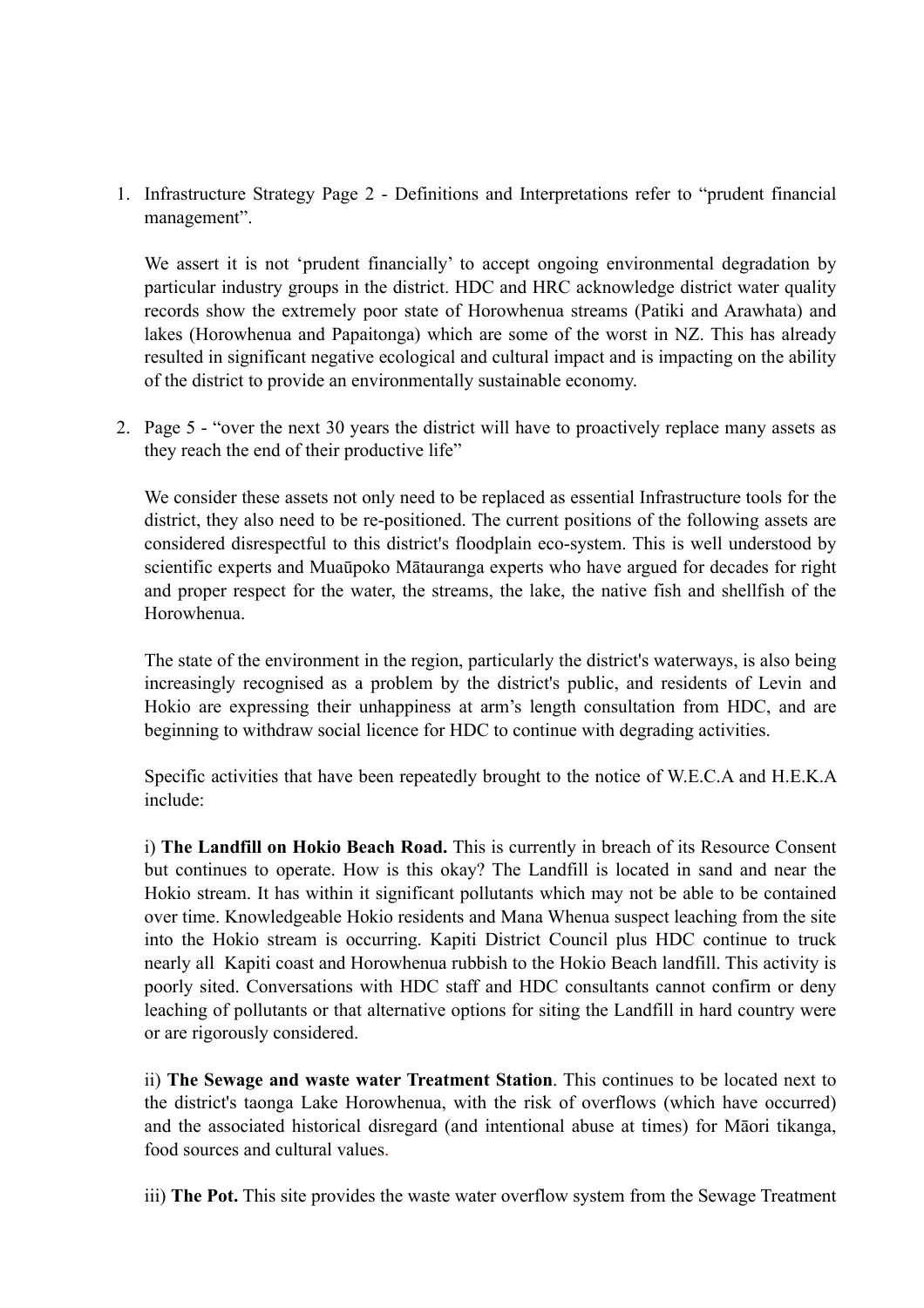1. Infrastructure Strategy Page 2 - Definitions and Interpretations refer to "prudent financial management".

   We assert it is not 'prudent financially' to accept ongoing environmental degradation by particular industry groups in the district. HDC and HRC acknowledge district water quality records show the extremely poor state of Horowhenua streams (Patiki and Arawhata) and lakes (Horowhenua and Papaitonga) which are some of the worst in NZ. This has already resulted in significant negative ecological and cultural impact and is impacting on the ability of the district to provide an environmentally sustainable economy.

2. Page 5 - "over the next 30 years the district will have to proactively replace many assets as they reach the end of their productive life"

   We consider these assets not only need to be replaced as essential Infrastructure tools for the district, they also need to be re-positioned. The current positions of the following assets are considered disrespectful to this district's floodplain eco-system. This is well understood by scientific experts and Muaūpoko Mātauranga experts who have argued for decades for right and proper respect for the water, the streams, the lake, the native fish and shellfish of the Horowhenua.

   The state of the environment in the region, particularly the district's waterways, is also being increasingly recognised as a problem by the district's public, and residents of Levin and Hokio are expressing their unhappiness at arm's length consultation from HDC, and are beginning to withdraw social licence for HDC to continue with degrading activities.

   Specific activities that have been repeatedly brought to the notice of W.E.C.A and H.E.K.A include:

   i) **The Landfill on Hokio Beach Road.** This is currently in breach of its Resource Consent but continues to operate. How is this okay? The Landfill is located in sand and near the Hokio stream. It has within it significant pollutants which may not be able to be contained over time. Knowledgeable Hokio residents and Mana Whenua suspect leaching from the site into the Hokio stream is occurring. Kapiti District Council plus HDC continue to truck nearly all Kapiti coast and Horowhenua rubbish to the Hokio Beach landfill. This activity is poorly sited. Conversations with HDC staff and HDC consultants cannot confirm or deny leaching of pollutants or that alternative options for siting the Landfill in hard country were or are rigorously considered.

   ii) **The Sewage and waste water Treatment Station**. This continues to be located next to the district's taonga Lake Horowhenua, with the risk of overflows (which have occurred) and the associated historical disregard (and intentional abuse at times) for Māori tikanga, food sources and cultural values.

   iii) **The Pot.** This site provides the waste water overflow system from the Sewage Treatment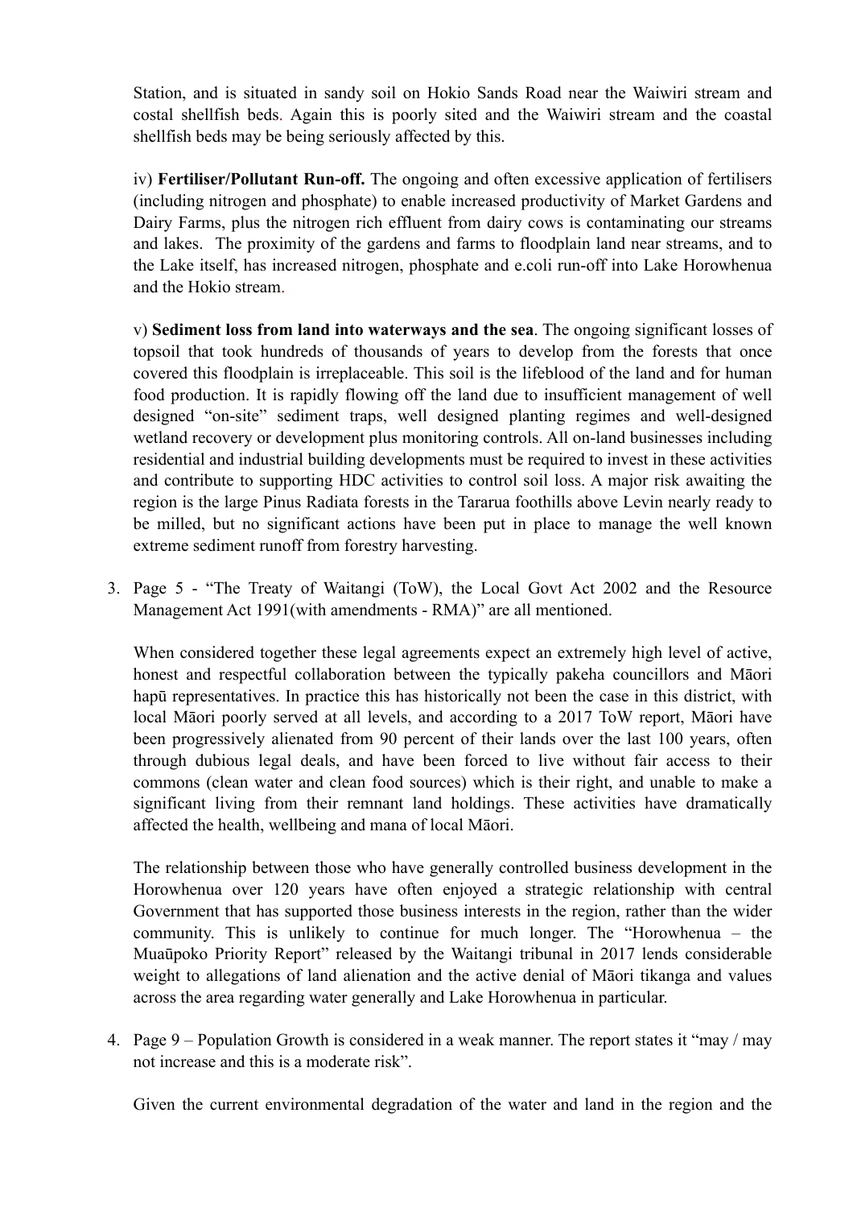Station, and is situated in sandy soil on Hokio Sands Road near the Waiwiri stream and costal shellfish beds. Again this is poorly sited and the Waiwiri stream and the coastal shellfish beds may be being seriously affected by this.

iv) **Fertiliser/Pollutant Run-off.** The ongoing and often excessive application of fertilisers (including nitrogen and phosphate) to enable increased productivity of Market Gardens and Dairy Farms, plus the nitrogen rich effluent from dairy cows is contaminating our streams and lakes. The proximity of the gardens and farms to floodplain land near streams, and to the Lake itself, has increased nitrogen, phosphate and e.coli run-off into Lake Horowhenua and the Hokio stream.

v) **Sediment loss from land into waterways and the sea**. The ongoing significant losses of topsoil that took hundreds of thousands of years to develop from the forests that once covered this floodplain is irreplaceable. This soil is the lifeblood of the land and for human food production. It is rapidly flowing off the land due to insufficient management of well designed "on-site" sediment traps, well designed planting regimes and well-designed wetland recovery or development plus monitoring controls. All on-land businesses including residential and industrial building developments must be required to invest in these activities and contribute to supporting HDC activities to control soil loss. A major risk awaiting the region is the large Pinus Radiata forests in the Tararua foothills above Levin nearly ready to be milled, but no significant actions have been put in place to manage the well known extreme sediment runoff from forestry harvesting.

3. Page 5 - "The Treaty of Waitangi (ToW), the Local Govt Act 2002 and the Resource Management Act 1991(with amendments - RMA)" are all mentioned.

   When considered together these legal agreements expect an extremely high level of active, honest and respectful collaboration between the typically pakeha councillors and Māori hapū representatives. In practice this has historically not been the case in this district, with local Māori poorly served at all levels, and according to a 2017 ToW report, Māori have been progressively alienated from 90 percent of their lands over the last 100 years, often through dubious legal deals, and have been forced to live without fair access to their commons (clean water and clean food sources) which is their right, and unable to make a significant living from their remnant land holdings. These activities have dramatically affected the health, wellbeing and mana of local Māori.

   The relationship between those who have generally controlled business development in the Horowhenua over 120 years have often enjoyed a strategic relationship with central Government that has supported those business interests in the region, rather than the wider community. This is unlikely to continue for much longer. The "Horowhenua – the Muaūpoko Priority Report" released by the Waitangi tribunal in 2017 lends considerable weight to allegations of land alienation and the active denial of Māori tikanga and values across the area regarding water generally and Lake Horowhenua in particular.

4. Page 9 – Population Growth is considered in a weak manner. The report states it "may / may not increase and this is a moderate risk".

   Given the current environmental degradation of the water and land in the region and the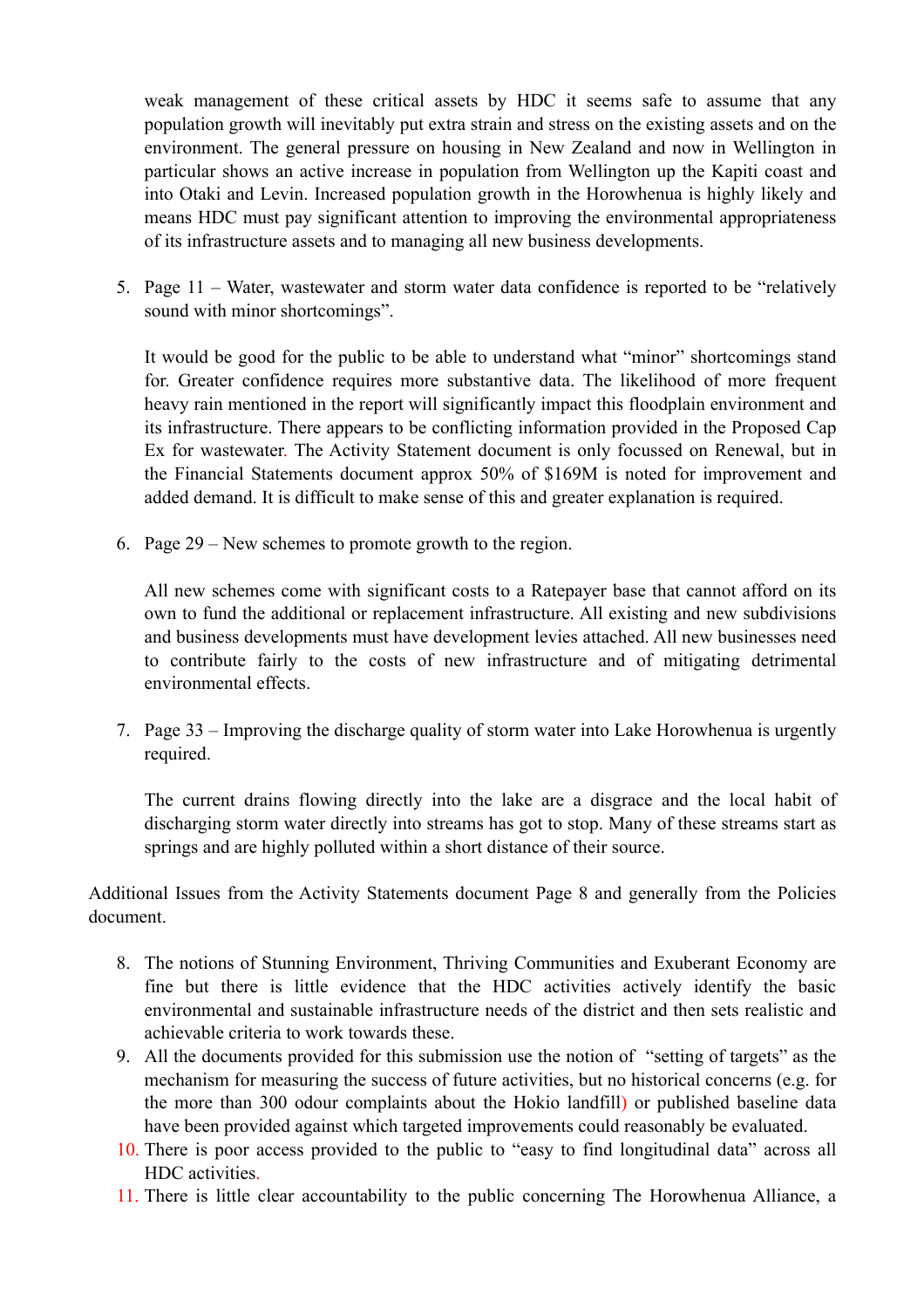weak management of these critical assets by HDC it seems safe to assume that any population growth will inevitably put extra strain and stress on the existing assets and on the environment. The general pressure on housing in New Zealand and now in Wellington in particular shows an active increase in population from Wellington up the Kapiti coast and into Otaki and Levin. Increased population growth in the Horowhenua is highly likely and means HDC must pay significant attention to improving the environmental appropriateness of its infrastructure assets and to managing all new business developments.

5. Page 11 – Water, wastewater and storm water data confidence is reported to be "relatively sound with minor shortcomings".

   It would be good for the public to be able to understand what "minor" shortcomings stand for. Greater confidence requires more substantive data. The likelihood of more frequent heavy rain mentioned in the report will significantly impact this floodplain environment and its infrastructure. There appears to be conflicting information provided in the Proposed Cap Ex for wastewater. The Activity Statement document is only focussed on Renewal, but in the Financial Statements document approx 50% of $169M is noted for improvement and added demand. It is difficult to make sense of this and greater explanation is required.

6. Page 29 – New schemes to promote growth to the region.

   All new schemes come with significant costs to a Ratepayer base that cannot afford on its own to fund the additional or replacement infrastructure. All existing and new subdivisions and business developments must have development levies attached. All new businesses need to contribute fairly to the costs of new infrastructure and of mitigating detrimental environmental effects.

7. Page 33 – Improving the discharge quality of storm water into Lake Horowhenua is urgently required.

   The current drains flowing directly into the lake are a disgrace and the local habit of discharging storm water directly into streams has got to stop. Many of these streams start as springs and are highly polluted within a short distance of their source.

Additional Issues from the Activity Statements document Page 8 and generally from the Policies document.

8. The notions of Stunning Environment, Thriving Communities and Exuberant Economy are fine but there is little evidence that the HDC activities actively identify the basic environmental and sustainable infrastructure needs of the district and then sets realistic and achievable criteria to work towards these.
9. All the documents provided for this submission use the notion of "setting of targets" as the mechanism for measuring the success of future activities, but no historical concerns (e.g. for the more than 300 odour complaints about the Hokio landfill) or published baseline data have been provided against which targeted improvements could reasonably be evaluated.
10. There is poor access provided to the public to "easy to find longitudinal data" across all HDC activities.
11. There is little clear accountability to the public concerning The Horowhenua Alliance, a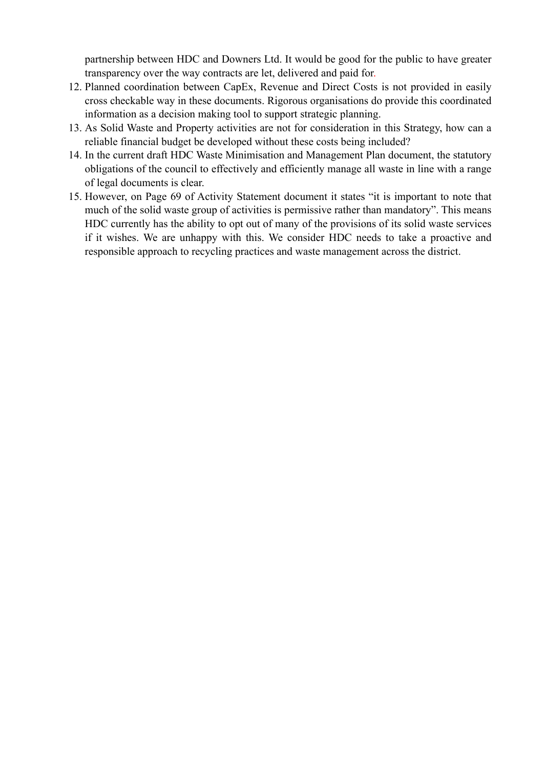partnership between HDC and Downers Ltd. It would be good for the public to have greater transparency over the way contracts are let, delivered and paid for.

12. Planned coordination between CapEx, Revenue and Direct Costs is not provided in easily cross checkable way in these documents. Rigorous organisations do provide this coordinated information as a decision making tool to support strategic planning.
13. As Solid Waste and Property activities are not for consideration in this Strategy, how can a reliable financial budget be developed without these costs being included?
14. In the current draft HDC Waste Minimisation and Management Plan document, the statutory obligations of the council to effectively and efficiently manage all waste in line with a range of legal documents is clear.
15. However, on Page 69 of Activity Statement document it states "it is important to note that much of the solid waste group of activities is permissive rather than mandatory". This means HDC currently has the ability to opt out of many of the provisions of its solid waste services if it wishes. We are unhappy with this. We consider HDC needs to take a proactive and responsible approach to recycling practices and waste management across the district.